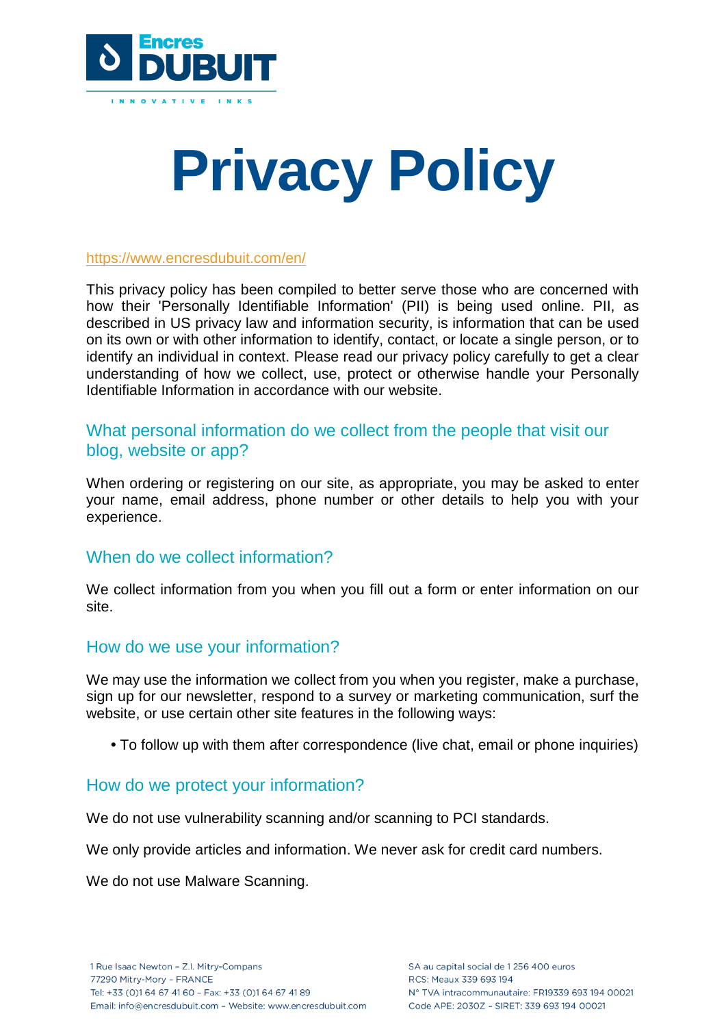# Privacy Policy

https://www.encresdubuit.com/en/

This privacy policy has been compiled to better serve those who are concerned with how their 'Personally Identifiable Information' (PII) is being used online. PII, as described in US privacy law and information security, is information that can be used on its own or with other information to identify, contact, or locate a single person, or to identify an individual in context. Please read our privacy policy carefully to get a clear understanding of how we collect, use, protect or otherwise handle your Personally Identifiable Information in accordance with our website.

## What personal information do we collect from the people that visit our blog, website or app?

When ordering or registering on our site, as appropriate, you may be asked to enter your name, email address, phone number or other details to help you with your experience.

## When do we collect information?

We collect information from you when you fill out a form or enter information on our site.

## How do we use your information?

We may use the information we collect from you when you register, make a purchase, sign up for our newsletter, respond to a survey or marketing communication, surf the website, or use certain other site features in the following ways:

- To follow up with them after correspondence (live chat, email or phone inquiries)

## How do we protect your information?

We do not use vulnerability scanning and/or scanning to PCI standards.

We only provide articles and information. We never ask for credit card numbers.

We do not use Malware Scanning.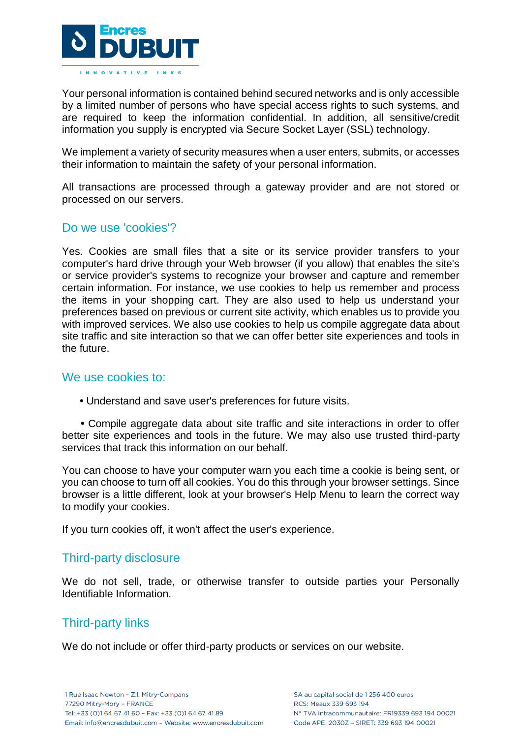Your personal information is contained behind secured networks and is only accessible by a limited number of persons who have special access rights to such systems, and are required to keep the information confidential. In addition, all sensitive/credit information you supply is encrypted via Secure Socket Layer (SSL) technology.

We implement a variety of security measures when a user enters, submits, or accesses their information to maintain the safety of your personal information.

All transactions are processed through a gateway provider and are not stored or processed on our servers.

## Do we use 'cookies'?

Yes. Cookies are small files that a site or its service provider transfers to your computer's hard drive through your Web browser (if you allow) that enables the site's or service provider's systems to recognize your browser and capture and remember certain information. For instance, we use cookies to help us remember and process the items in your shopping cart. They are also used to help us understand your preferences based on previous or current site activity, which enables us to provide you with improved services. We also use cookies to help us compile aggregate data about site traffic and site interaction so that we can offer better site experiences and tools in the future.

## We use cookies to:

- Understand and save user's preferences for future visits.
- Compile aggregate data about site traffic and site interactions in order to offer better site experiences and tools in the future. We may also use trusted third-party services that track this information on our behalf.

You can choose to have your computer warn you each time a cookie is being sent, or you can choose to turn off all cookies. You do this through your browser settings. Since browser is a little different, look at your browser's Help Menu to learn the correct way to modify your cookies.

If you turn cookies off, it won't affect the user's experience.

## Third-party disclosure

We do not sell, trade, or otherwise transfer to outside parties your Personally Identifiable Information.

## Third-party links

We do not include or offer third-party products or services on our website.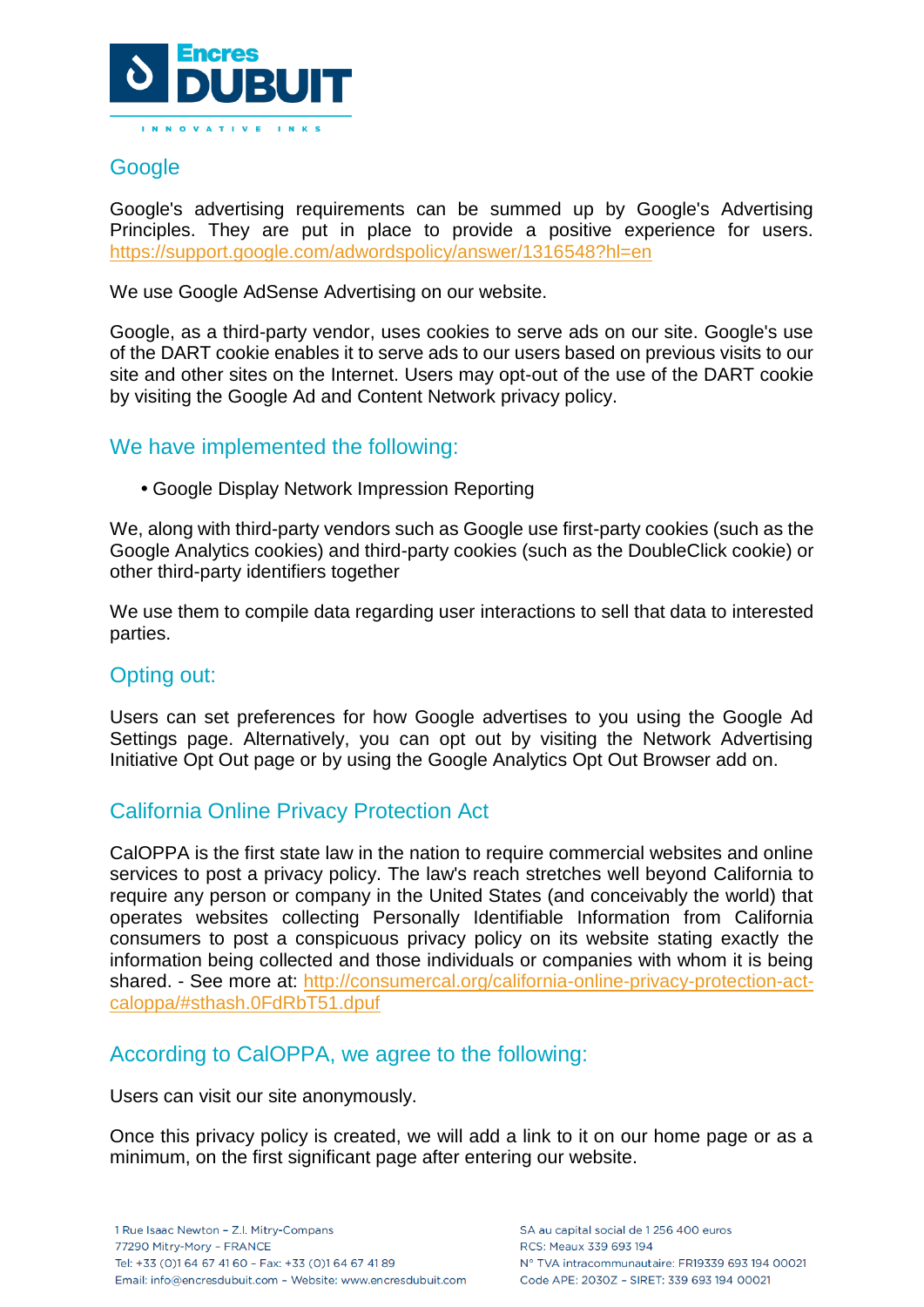## Google

Google's advertising requirements can be summed up by Google's Advertising Principles. They are put in place to provide a positive experience for users. https://support.google.com/adwordspolicy/answer/1316548?hl=en

We use Google AdSense Advertising on our website.

Google, as a third-party vendor, uses cookies to serve ads on our site. Google's use of the DART cookie enables it to serve ads to our users based on previous visits to our site and other sites on the Internet. Users may opt-out of the use of the DART cookie by visiting the Google Ad and Content Network privacy policy.

## We have implemented the following:

- Google Display Network Impression Reporting

We, along with third-party vendors such as Google use first-party cookies (such as the Google Analytics cookies) and third-party cookies (such as the DoubleClick cookie) or other third-party identifiers together

We use them to compile data regarding user interactions to sell that data to interested parties.

## Opting out:

Users can set preferences for how Google advertises to you using the Google Ad Settings page. Alternatively, you can opt out by visiting the Network Advertising Initiative Opt Out page or by using the Google Analytics Opt Out Browser add on.

## California Online Privacy Protection Act

CalOPPA is the first state law in the nation to require commercial websites and online services to post a privacy policy. The law's reach stretches well beyond California to require any person or company in the United States (and conceivably the world) that operates websites collecting Personally Identifiable Information from California consumers to post a conspicuous privacy policy on its website stating exactly the information being collected and those individuals or companies with whom it is being shared. - See more at: http://consumercal.org/california-online-privacy-protection-act-caloppa/#sthash.0FdRbT51.dpuf

## According to CalOPPA, we agree to the following:

Users can visit our site anonymously.

Once this privacy policy is created, we will add a link to it on our home page or as a minimum, on the first significant page after entering our website.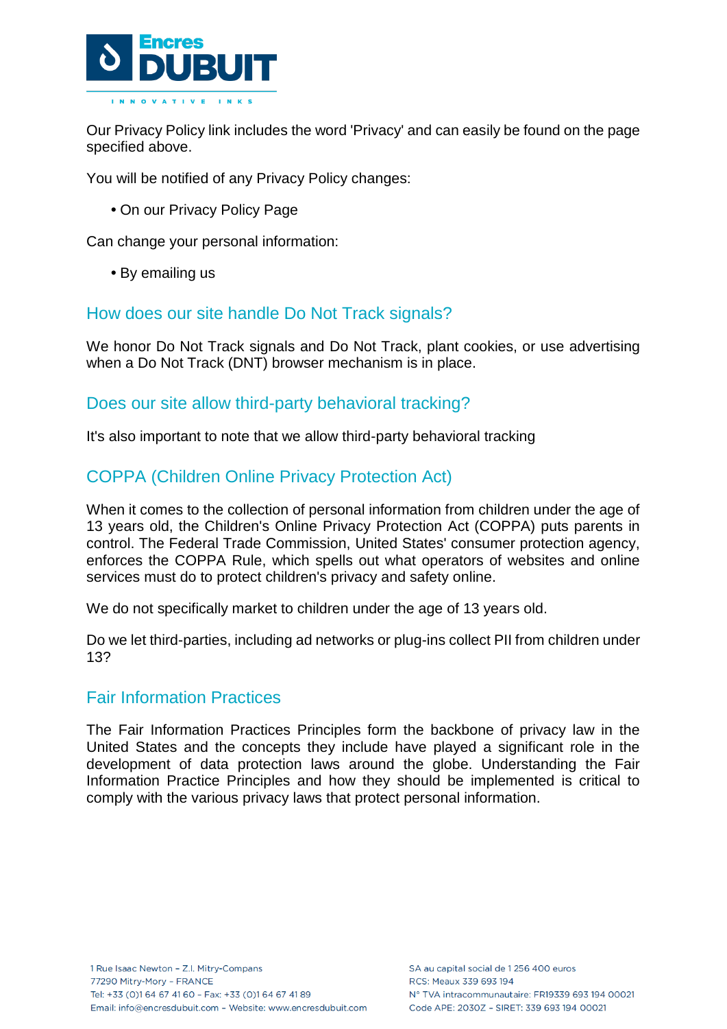Our Privacy Policy link includes the word 'Privacy' and can easily be found on the page specified above.

You will be notified of any Privacy Policy changes:

- On our Privacy Policy Page

Can change your personal information:

- By emailing us

## How does our site handle Do Not Track signals?

We honor Do Not Track signals and Do Not Track, plant cookies, or use advertising when a Do Not Track (DNT) browser mechanism is in place.

## Does our site allow third-party behavioral tracking?

It's also important to note that we allow third-party behavioral tracking

## COPPA (Children Online Privacy Protection Act)

When it comes to the collection of personal information from children under the age of 13 years old, the Children's Online Privacy Protection Act (COPPA) puts parents in control. The Federal Trade Commission, United States' consumer protection agency, enforces the COPPA Rule, which spells out what operators of websites and online services must do to protect children's privacy and safety online.

We do not specifically market to children under the age of 13 years old.

Do we let third-parties, including ad networks or plug-ins collect PII from children under 13?

## Fair Information Practices

The Fair Information Practices Principles form the backbone of privacy law in the United States and the concepts they include have played a significant role in the development of data protection laws around the globe. Understanding the Fair Information Practice Principles and how they should be implemented is critical to comply with the various privacy laws that protect personal information.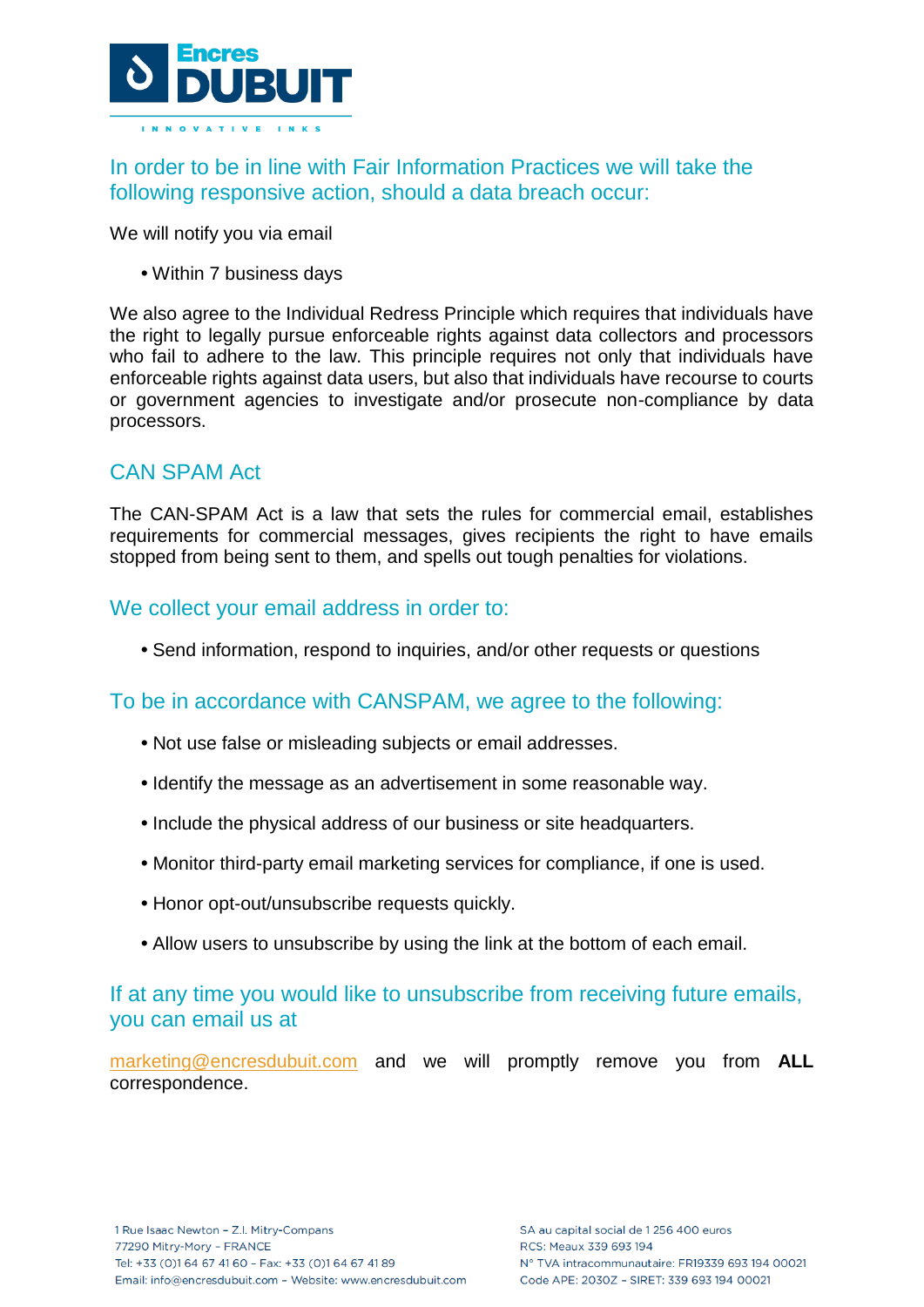## In order to be in line with Fair Information Practices we will take the following responsive action, should a data breach occur:

We will notify you via email

- Within 7 business days

We also agree to the Individual Redress Principle which requires that individuals have the right to legally pursue enforceable rights against data collectors and processors who fail to adhere to the law. This principle requires not only that individuals have enforceable rights against data users, but also that individuals have recourse to courts or government agencies to investigate and/or prosecute non-compliance by data processors.

## CAN SPAM Act

The CAN-SPAM Act is a law that sets the rules for commercial email, establishes requirements for commercial messages, gives recipients the right to have emails stopped from being sent to them, and spells out tough penalties for violations.

## We collect your email address in order to:

- Send information, respond to inquiries, and/or other requests or questions

## To be in accordance with CANSPAM, we agree to the following:

- Not use false or misleading subjects or email addresses.
- Identify the message as an advertisement in some reasonable way.
- Include the physical address of our business or site headquarters.
- Monitor third-party email marketing services for compliance, if one is used.
- Honor opt-out/unsubscribe requests quickly.
- Allow users to unsubscribe by using the link at the bottom of each email.

## If at any time you would like to unsubscribe from receiving future emails, you can email us at

marketing@encresdubuit.com and we will promptly remove you from **ALL** correspondence.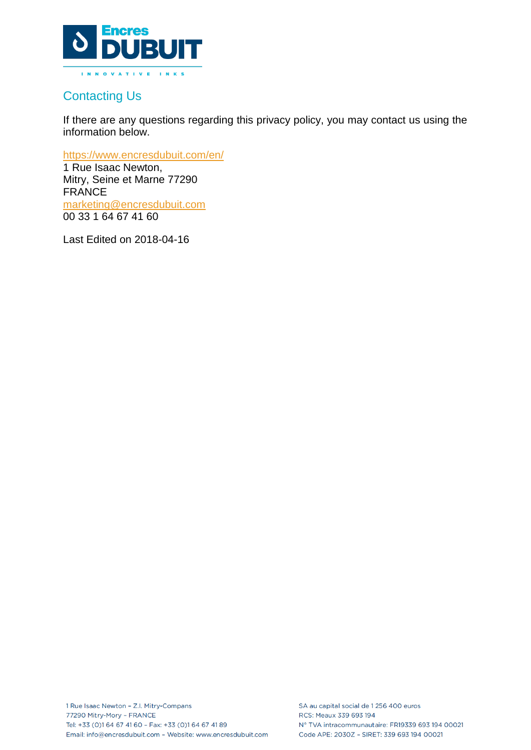## Contacting Us

If there are any questions regarding this privacy policy, you may contact us using the information below.

https://www.encresdubuit.com/en/  
1 Rue Isaac Newton,  
Mitry, Seine et Marne 77290  
FRANCE  
marketing@encresdubuit.com  
00 33 1 64 67 41 60

Last Edited on 2018-04-16